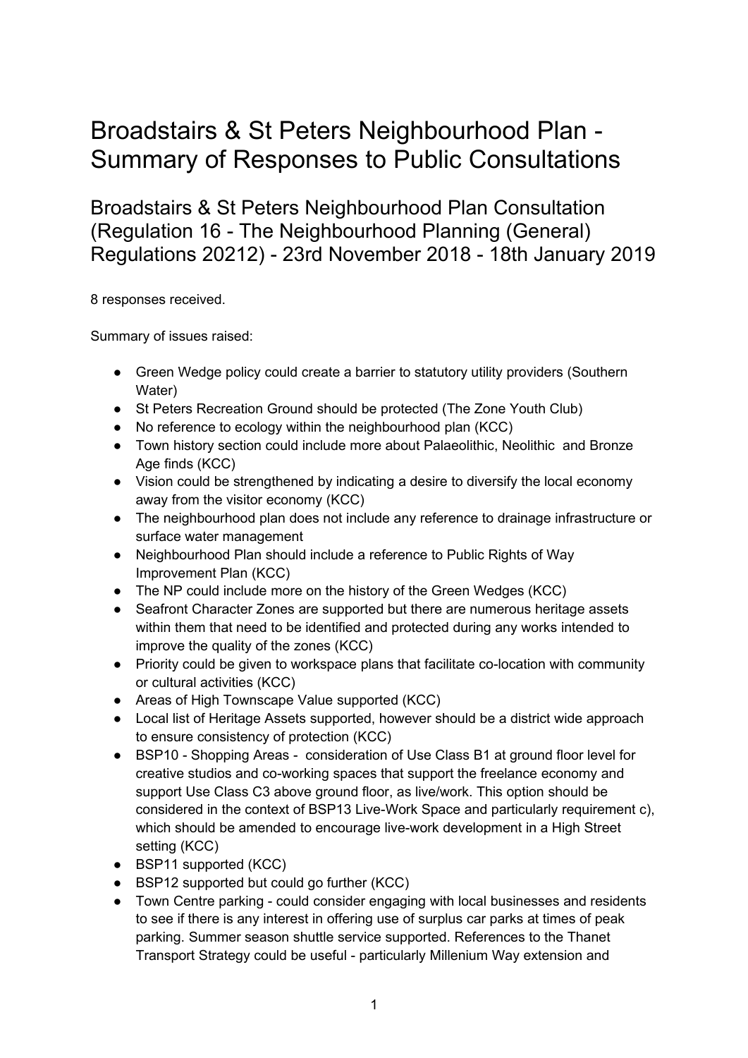# Broadstairs & St Peters Neighbourhood Plan - Summary of Responses to Public Consultations

## Broadstairs & St Peters Neighbourhood Plan Consultation (Regulation 16 - The Neighbourhood Planning (General) Regulations 20212) - 23rd November 2018 - 18th January 2019

8 responses received.

Summary of issues raised:

- Green Wedge policy could create a barrier to statutory utility providers (Southern Water)
- St Peters Recreation Ground should be protected (The Zone Youth Club)
- No reference to ecology within the neighbourhood plan (KCC)
- Town history section could include more about Palaeolithic, Neolithic and Bronze Age finds (KCC)
- Vision could be strengthened by indicating a desire to diversify the local economy away from the visitor economy (KCC)
- The neighbourhood plan does not include any reference to drainage infrastructure or surface water management
- Neighbourhood Plan should include a reference to Public Rights of Way Improvement Plan (KCC)
- The NP could include more on the history of the Green Wedges (KCC)
- Seafront Character Zones are supported but there are numerous heritage assets within them that need to be identified and protected during any works intended to improve the quality of the zones (KCC)
- Priority could be given to workspace plans that facilitate co-location with community or cultural activities (KCC)
- Areas of High Townscape Value supported (KCC)
- Local list of Heritage Assets supported, however should be a district wide approach to ensure consistency of protection (KCC)
- BSP10 - Shopping Areas - consideration of Use Class B1 at ground floor level for creative studios and co-working spaces that support the freelance economy and support Use Class C3 above ground floor, as live/work. This option should be considered in the context of BSP13 Live-Work Space and particularly requirement c), which should be amended to encourage live-work development in a High Street setting (KCC)
- BSP11 supported (KCC)
- BSP12 supported but could go further (KCC)
- Town Centre parking - could consider engaging with local businesses and residents to see if there is any interest in offering use of surplus car parks at times of peak parking. Summer season shuttle service supported. References to the Thanet Transport Strategy could be useful - particularly Millenium Way extension and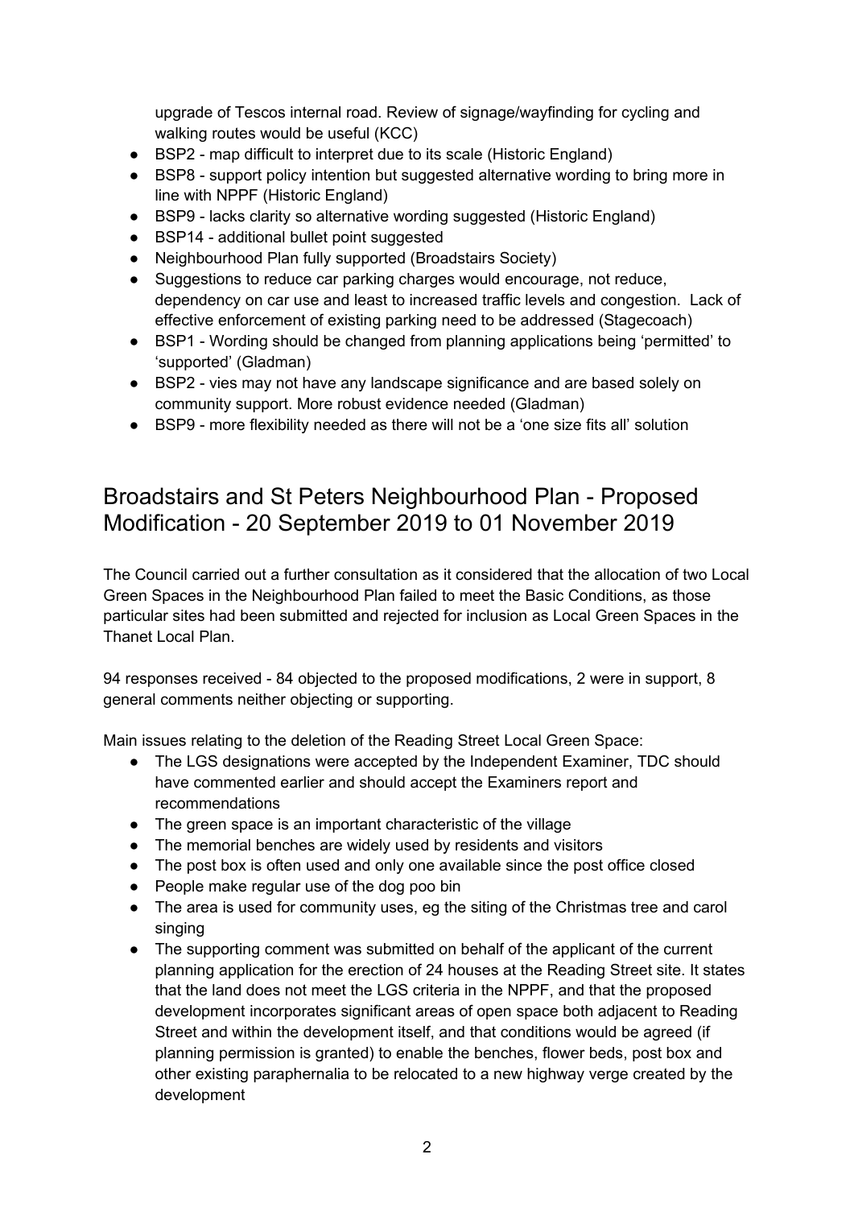upgrade of Tescos internal road. Review of signage/wayfinding for cycling and walking routes would be useful (KCC)

- BSP2 - map difficult to interpret due to its scale (Historic England)
- BSP8 - support policy intention but suggested alternative wording to bring more in line with NPPF (Historic England)
- BSP9 - lacks clarity so alternative wording suggested (Historic England)
- BSP14 - additional bullet point suggested
- Neighbourhood Plan fully supported (Broadstairs Society)
- Suggestions to reduce car parking charges would encourage, not reduce, dependency on car use and least to increased traffic levels and congestion. Lack of effective enforcement of existing parking need to be addressed (Stagecoach)
- BSP1 - Wording should be changed from planning applications being 'permitted' to 'supported' (Gladman)
- BSP2 - vies may not have any landscape significance and are based solely on community support. More robust evidence needed (Gladman)
- BSP9 - more flexibility needed as there will not be a 'one size fits all' solution

## Broadstairs and St Peters Neighbourhood Plan - Proposed Modification - 20 September 2019 to 01 November 2019

The Council carried out a further consultation as it considered that the allocation of two Local Green Spaces in the Neighbourhood Plan failed to meet the Basic Conditions, as those particular sites had been submitted and rejected for inclusion as Local Green Spaces in the Thanet Local Plan.

94 responses received - 84 objected to the proposed modifications, 2 were in support, 8 general comments neither objecting or supporting.

Main issues relating to the deletion of the Reading Street Local Green Space:

- The LGS designations were accepted by the Independent Examiner, TDC should have commented earlier and should accept the Examiners report and recommendations
- The green space is an important characteristic of the village
- The memorial benches are widely used by residents and visitors
- The post box is often used and only one available since the post office closed
- People make regular use of the dog poo bin
- The area is used for community uses, eg the siting of the Christmas tree and carol singing
- The supporting comment was submitted on behalf of the applicant of the current planning application for the erection of 24 houses at the Reading Street site. It states that the land does not meet the LGS criteria in the NPPF, and that the proposed development incorporates significant areas of open space both adjacent to Reading Street and within the development itself, and that conditions would be agreed (if planning permission is granted) to enable the benches, flower beds, post box and other existing paraphernalia to be relocated to a new highway verge created by the development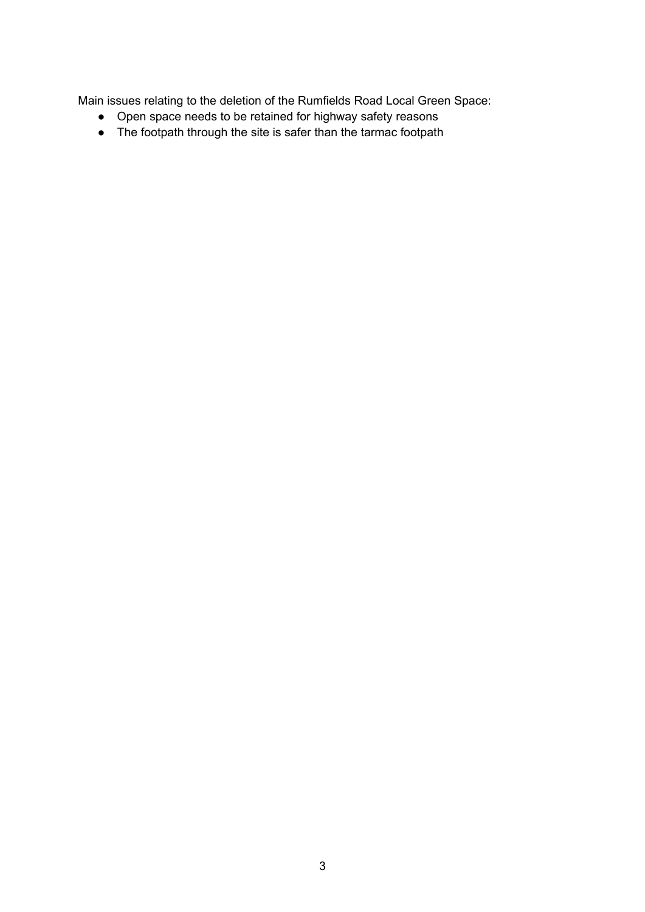Main issues relating to the deletion of the Rumfields Road Local Green Space:

- Open space needs to be retained for highway safety reasons
- The footpath through the site is safer than the tarmac footpath